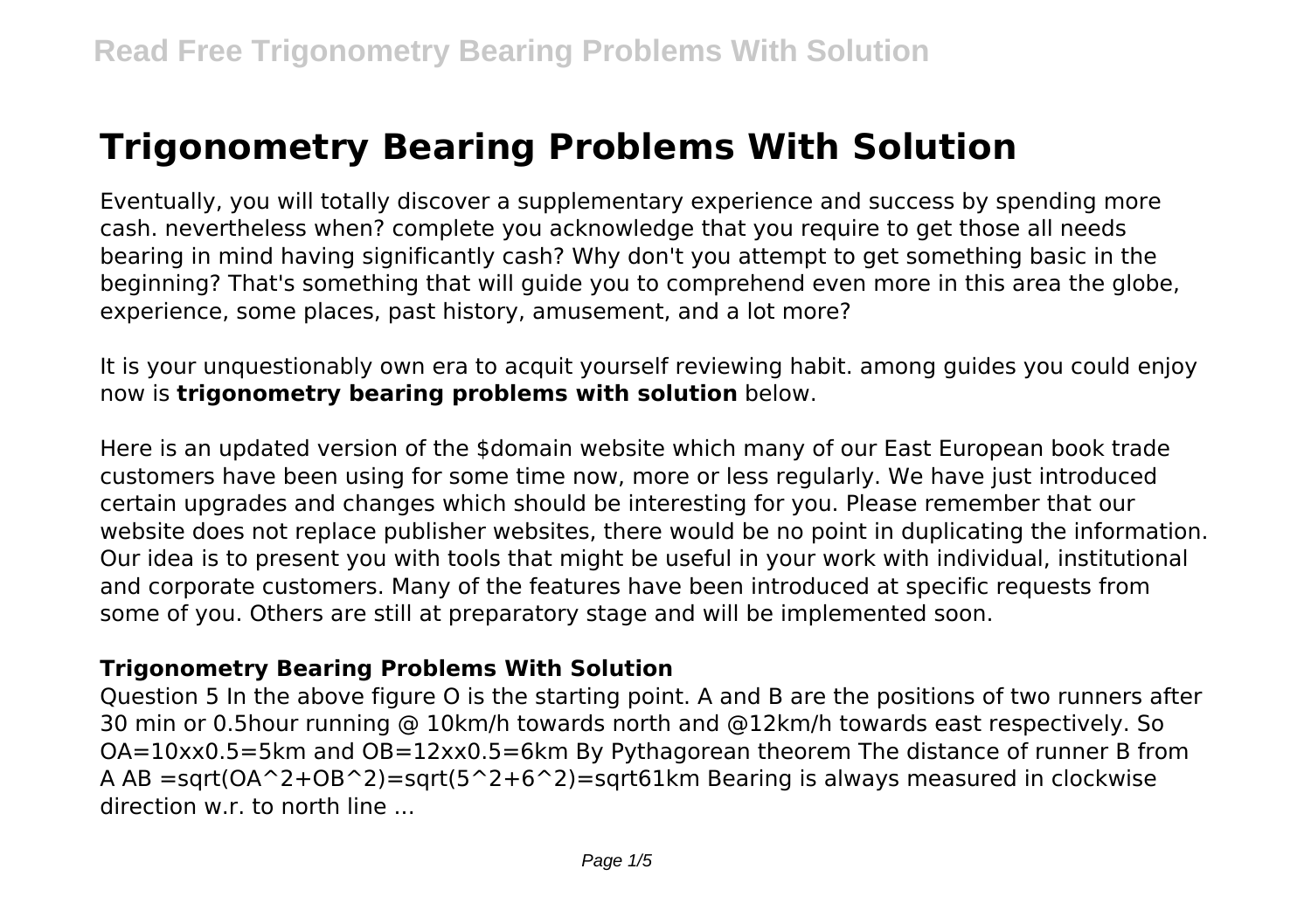# Trigonometry Bearing Problems With Solution

Eventually, you will totally discover a supplementary experience and success by spending more cash. nevertheless when? complete you acknowledge that you require to get those all needs bearing in mind having significantly cash? Why don't you attempt to get something basic in the beginning? That's something that will guide you to comprehend even more in this area the globe, experience, some places, past history, amusement, and a lot more?

It is your unquestionably own era to acquit yourself reviewing habit. among guides you could enjoy now is **trigonometry bearing problems with solution** below.

Here is an updated version of the $domain website which many of our East European book trade customers have been using for some time now, more or less regularly. We have just introduced certain upgrades and changes which should be interesting for you. Please remember that our website does not replace publisher websites, there would be no point in duplicating the information. Our idea is to present you with tools that might be useful in your work with individual, institutional and corporate customers. Many of the features have been introduced at specific requests from some of you. Others are still at preparatory stage and will be implemented soon.

### Trigonometry Bearing Problems With Solution

Question 5 In the above figure O is the starting point. A and B are the positions of two runners after 30 min or 0.5hour running @ 10km/h towards north and @12km/h towards east respectively. So OA=10xx0.5=5km and OB=12xx0.5=6km By Pythagorean theorem The distance of runner B from A AB =sqrt(OA^2+OB^2)=sqrt(5^2+6^2)=sqrt61km Bearing is always measured in clockwise direction w.r. to north line ...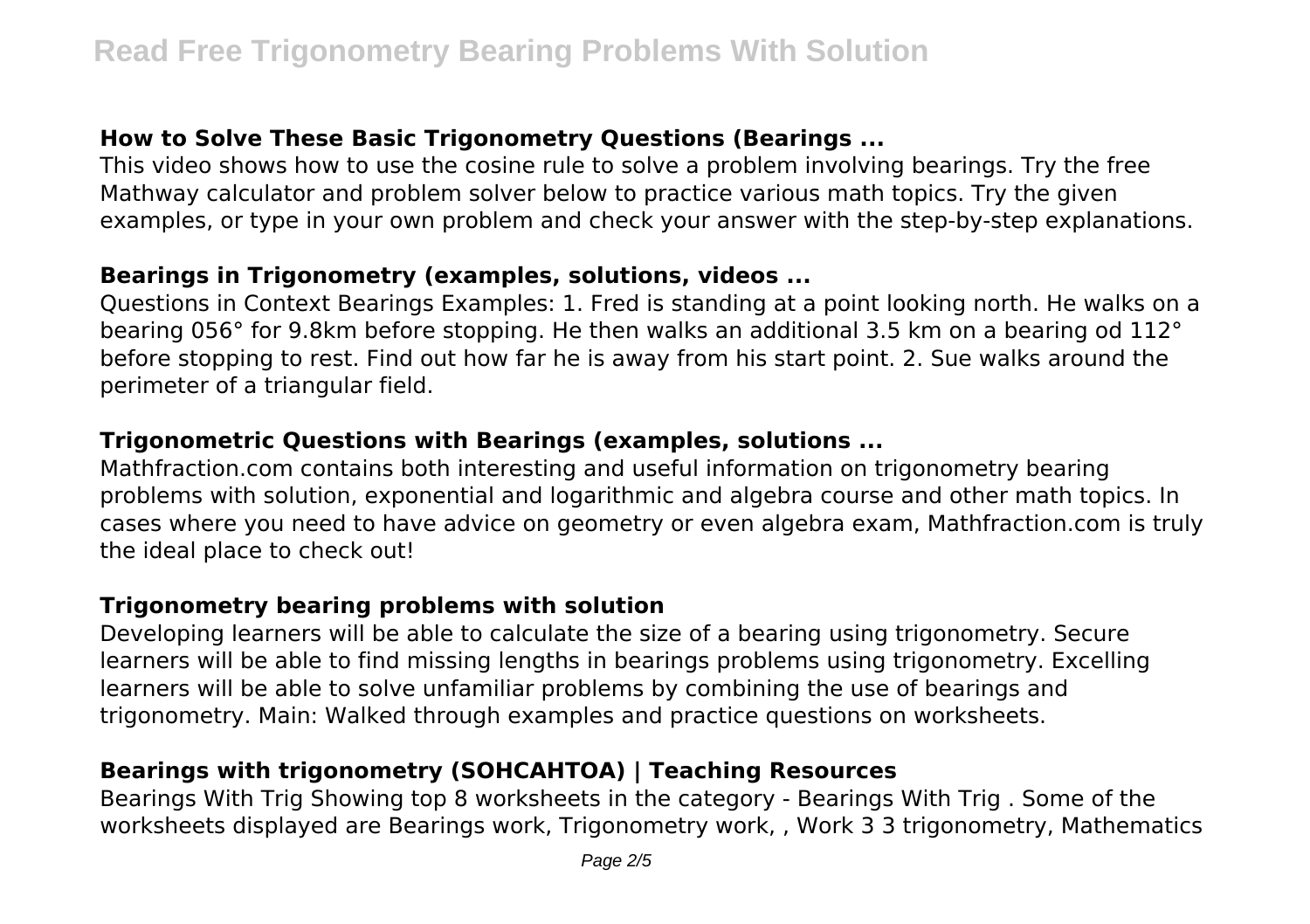### How to Solve These Basic Trigonometry Questions (Bearings ...

This video shows how to use the cosine rule to solve a problem involving bearings. Try the free Mathway calculator and problem solver below to practice various math topics. Try the given examples, or type in your own problem and check your answer with the step-by-step explanations.

### Bearings in Trigonometry (examples, solutions, videos ...

Questions in Context Bearings Examples: 1. Fred is standing at a point looking north. He walks on a bearing 056° for 9.8km before stopping. He then walks an additional 3.5 km on a bearing od 112° before stopping to rest. Find out how far he is away from his start point. 2. Sue walks around the perimeter of a triangular field.

### Trigonometric Questions with Bearings (examples, solutions ...

Mathfraction.com contains both interesting and useful information on trigonometry bearing problems with solution, exponential and logarithmic and algebra course and other math topics. In cases where you need to have advice on geometry or even algebra exam, Mathfraction.com is truly the ideal place to check out!

### Trigonometry bearing problems with solution

Developing learners will be able to calculate the size of a bearing using trigonometry. Secure learners will be able to find missing lengths in bearings problems using trigonometry. Excelling learners will be able to solve unfamiliar problems by combining the use of bearings and trigonometry. Main: Walked through examples and practice questions on worksheets.

### Bearings with trigonometry (SOHCAHTOA) | Teaching Resources

Bearings With Trig Showing top 8 worksheets in the category - Bearings With Trig . Some of the worksheets displayed are Bearings work, Trigonometry work, , Work 3 3 trigonometry, Mathematics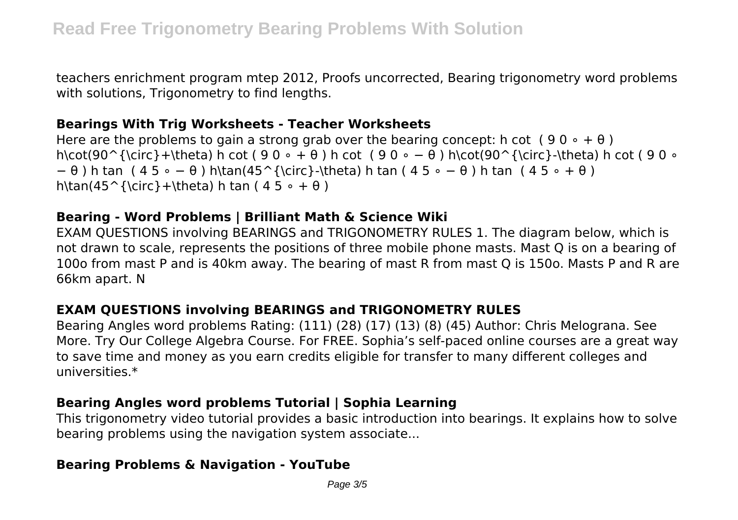teachers enrichment program mtep 2012, Proofs uncorrected, Bearing trigonometry word problems with solutions, Trigonometry to find lengths.

**Bearings With Trig Worksheets - Teacher Worksheets**

Here are the problems to gain a strong grab over the bearing concept: h cot ( 9 0 ∘ + θ ) h\cot(90^{\circ}+\theta) h cot ( 9 0 ∘ + θ ) h cot ( 9 0 ∘ − θ ) h\cot(90^{\circ}-\theta) h cot ( 9 0 ∘ − θ ) h tan ( 4 5 ∘ − θ ) h\tan(45^{\circ}-\theta) h tan ( 4 5 ∘ − θ ) h tan ( 4 5 ∘ + θ ) h\tan(45^{\circ}+\theta) h tan ( 4 5 ∘ + θ )

**Bearing - Word Problems | Brilliant Math & Science Wiki**

EXAM QUESTIONS involving BEARINGS and TRIGONOMETRY RULES 1. The diagram below, which is not drawn to scale, represents the positions of three mobile phone masts. Mast Q is on a bearing of 100o from mast P and is 40km away. The bearing of mast R from mast Q is 150o. Masts P and R are 66km apart. N

**EXAM QUESTIONS involving BEARINGS and TRIGONOMETRY RULES**

Bearing Angles word problems Rating: (111) (28) (17) (13) (8) (45) Author: Chris Melograna. See More. Try Our College Algebra Course. For FREE. Sophia's self-paced online courses are a great way to save time and money as you earn credits eligible for transfer to many different colleges and universities.*

**Bearing Angles word problems Tutorial | Sophia Learning**

This trigonometry video tutorial provides a basic introduction into bearings. It explains how to solve bearing problems using the navigation system associate...

**Bearing Problems & Navigation - YouTube**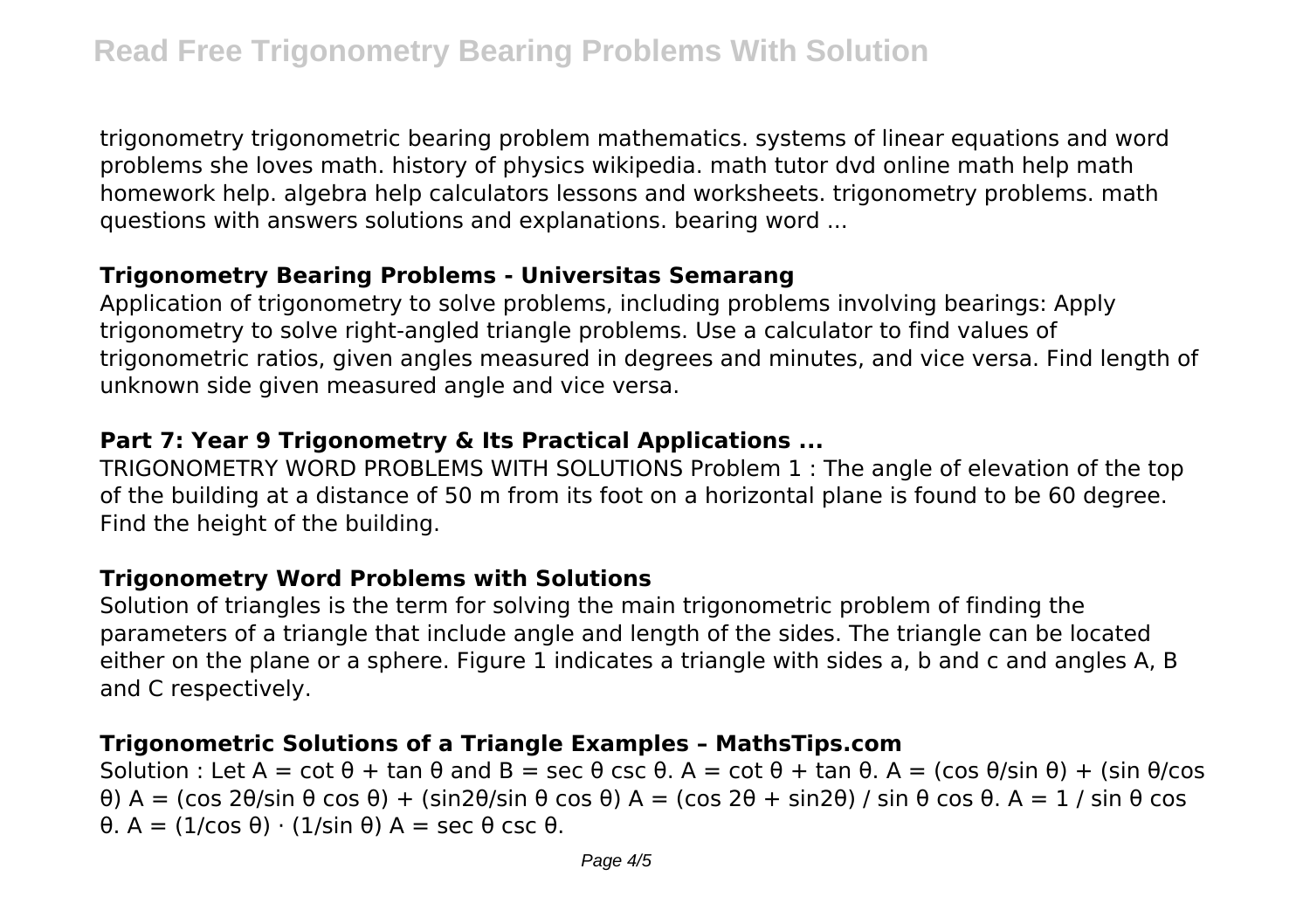trigonometry trigonometric bearing problem mathematics. systems of linear equations and word problems she loves math. history of physics wikipedia. math tutor dvd online math help math homework help. algebra help calculators lessons and worksheets. trigonometry problems. math questions with answers solutions and explanations. bearing word ...

### Trigonometry Bearing Problems - Universitas Semarang

Application of trigonometry to solve problems, including problems involving bearings: Apply trigonometry to solve right-angled triangle problems. Use a calculator to find values of trigonometric ratios, given angles measured in degrees and minutes, and vice versa. Find length of unknown side given measured angle and vice versa.

### Part 7: Year 9 Trigonometry & Its Practical Applications ...

TRIGONOMETRY WORD PROBLEMS WITH SOLUTIONS Problem 1 : The angle of elevation of the top of the building at a distance of 50 m from its foot on a horizontal plane is found to be 60 degree. Find the height of the building.

### Trigonometry Word Problems with Solutions

Solution of triangles is the term for solving the main trigonometric problem of finding the parameters of a triangle that include angle and length of the sides. The triangle can be located either on the plane or a sphere. Figure 1 indicates a triangle with sides a, b and c and angles A, B and C respectively.

### Trigonometric Solutions of a Triangle Examples – MathsTips.com

Solution : Let $A = \cot\theta + \tan\theta$ and $B = \sec\theta \csc\theta$. $A = \cot\theta + \tan\theta$. $A = (\cos\theta/\sin\theta) + (\sin\theta/\cos\theta)$ $A = (\cos 2\theta/\sin\theta\cos\theta) + (\sin 2\theta/\sin\theta\cos\theta)$ $A = (\cos 2\theta + \sin 2\theta) / \sin\theta\cos\theta$. $A = 1 / \sin\theta\cos\theta$. $A = (1/\cos\theta) \cdot (1/\sin\theta)$ $A = \sec\theta\csc\theta$.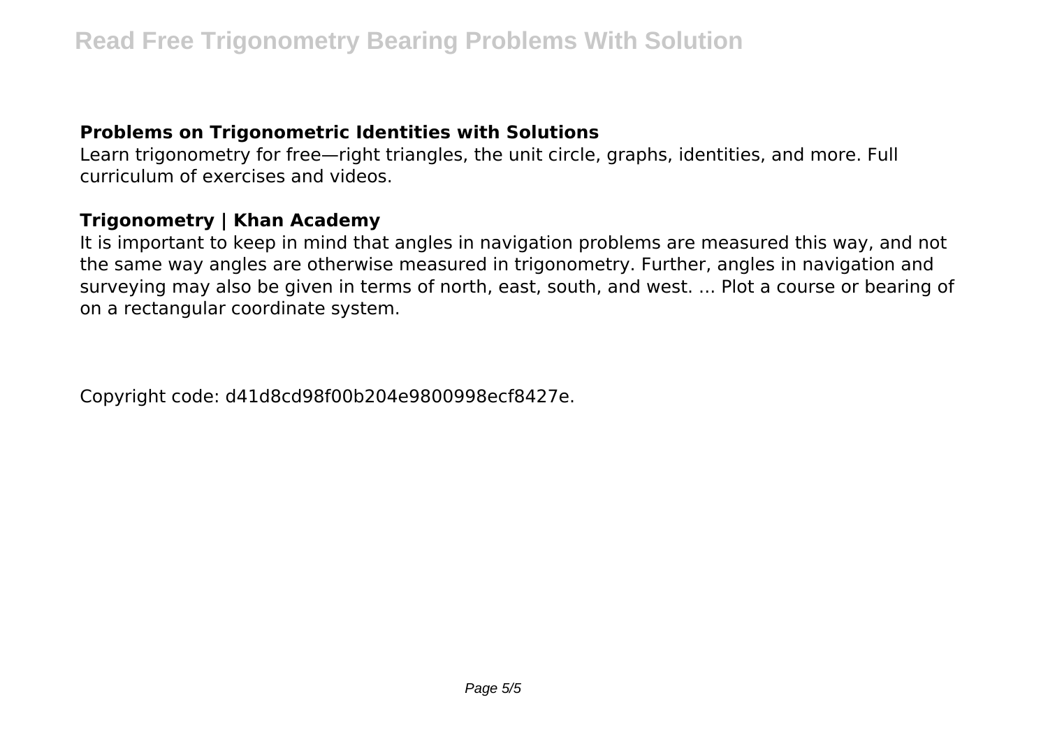**Problems on Trigonometric Identities with Solutions**

Learn trigonometry for free—right triangles, the unit circle, graphs, identities, and more. Full curriculum of exercises and videos.

**Trigonometry | Khan Academy**

It is important to keep in mind that angles in navigation problems are measured this way, and not the same way angles are otherwise measured in trigonometry. Further, angles in navigation and surveying may also be given in terms of north, east, south, and west. ... Plot a course or bearing of on a rectangular coordinate system.

Copyright code: d41d8cd98f00b204e9800998ecf8427e.